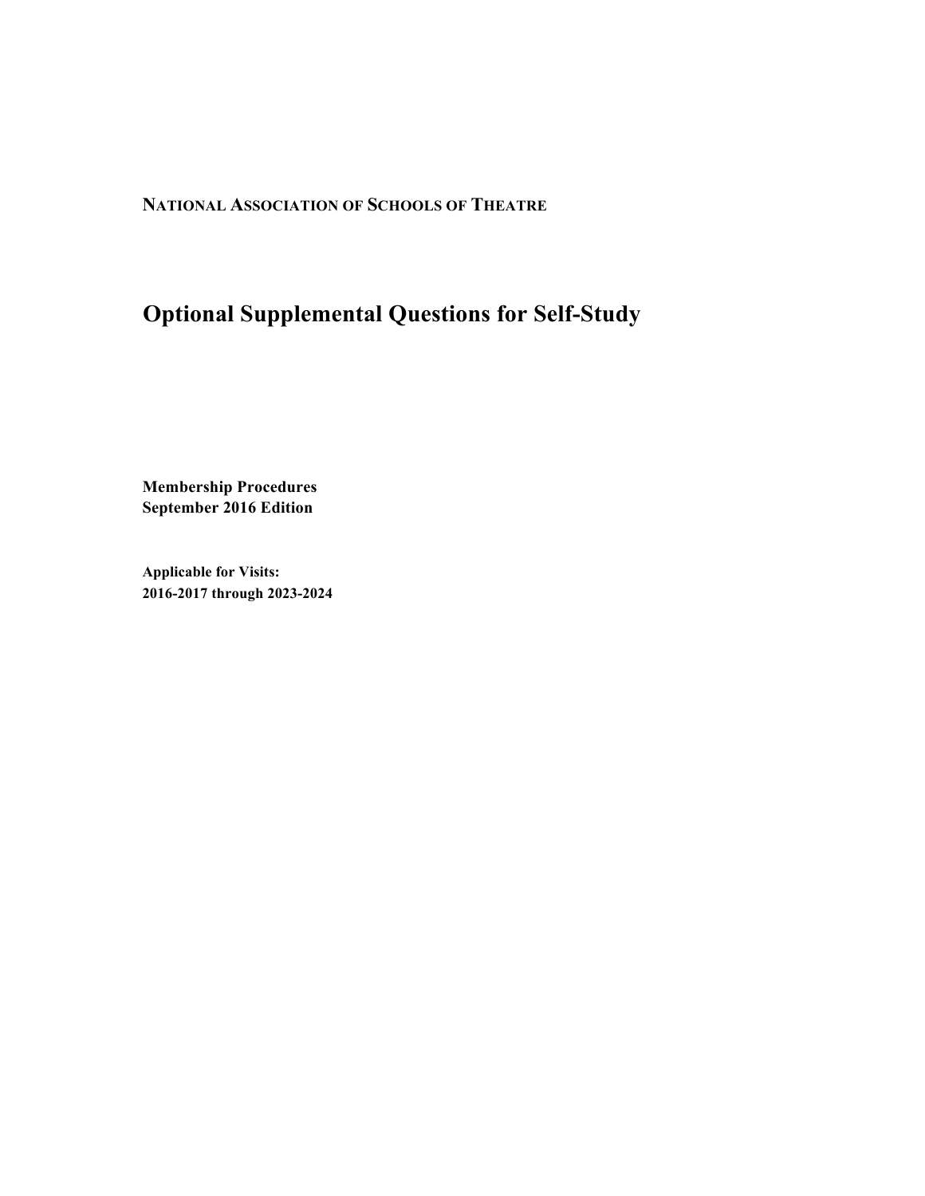**NATIONAL ASSOCIATION OF SCHOOLS OF THEATRE**

# Optional Supplemental Questions for Self-Study

**Membership Procedures**
**September 2016 Edition**

**Applicable for Visits:**
**2016-2017 through 2023-2024**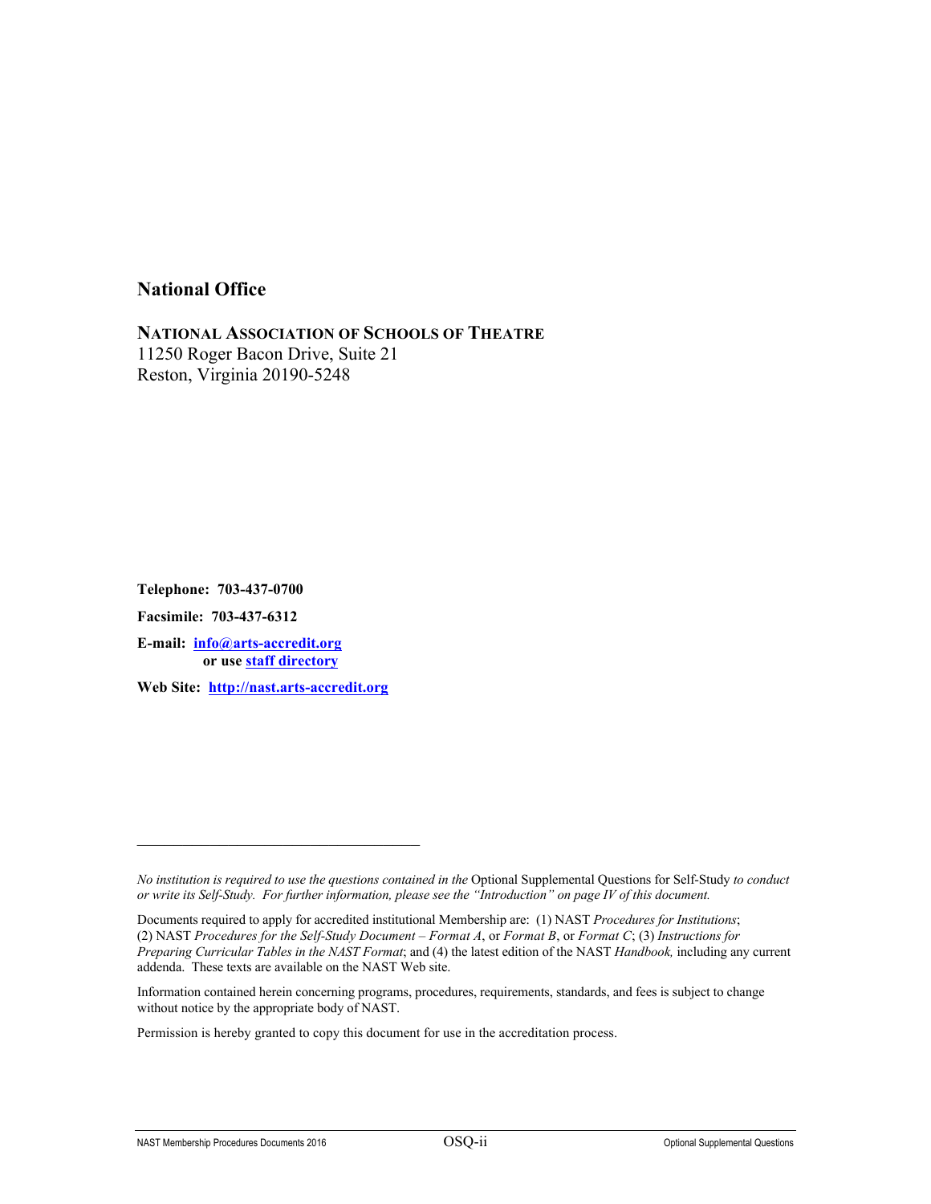## National Office

**NATIONAL ASSOCIATION OF SCHOOLS OF THEATRE**
11250 Roger Bacon Drive, Suite 21
Reston, Virginia 20190-5248

**Telephone: 703-437-0700**

**Facsimile: 703-437-6312**

**E-mail: info@arts-accredit.org**
**or use staff directory**

**Web Site: http://nast.arts-accredit.org**

---

*No institution is required to use the questions contained in the* Optional Supplemental Questions for Self-Study *to conduct or write its Self-Study. For further information, please see the "Introduction" on page IV of this document.*

Documents required to apply for accredited institutional Membership are: (1) NAST *Procedures for Institutions*; (2) NAST *Procedures for the Self-Study Document – Format A*, or *Format B*, or *Format C*; (3) *Instructions for Preparing Curricular Tables in the NAST Format*; and (4) the latest edition of the NAST *Handbook,* including any current addenda. These texts are available on the NAST Web site.

Information contained herein concerning programs, procedures, requirements, standards, and fees is subject to change without notice by the appropriate body of NAST.

Permission is hereby granted to copy this document for use in the accreditation process.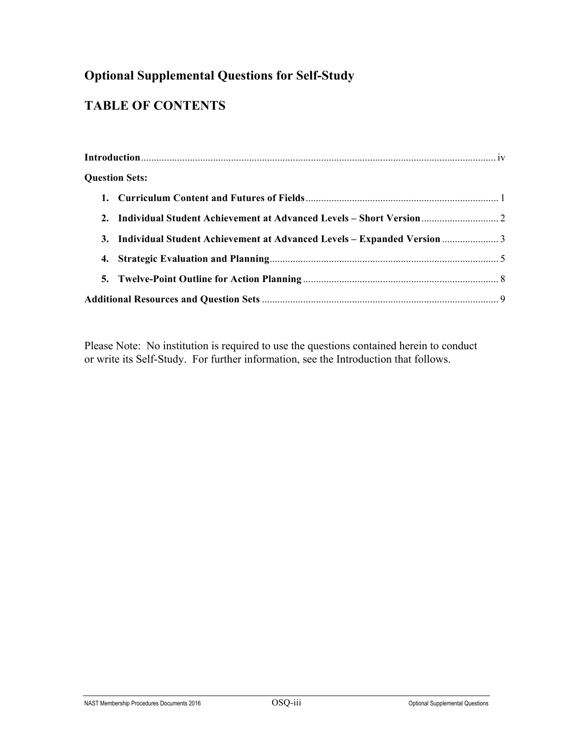## Optional Supplemental Questions for Self-Study

## TABLE OF CONTENTS

**Introduction** ........................................................................ iv

**Question Sets:**

1. **Curriculum Content and Futures of Fields** ........................................................................ 1
2. **Individual Student Achievement at Advanced Levels – Short Version** ........................................................................ 2
3. **Individual Student Achievement at Advanced Levels – Expanded Version** ........................................................................ 3
4. **Strategic Evaluation and Planning** ........................................................................ 5
5. **Twelve-Point Outline for Action Planning** ........................................................................ 8

**Additional Resources and Question Sets** ........................................................................ 9

Please Note: No institution is required to use the questions contained herein to conduct or write its Self-Study. For further information, see the Introduction that follows.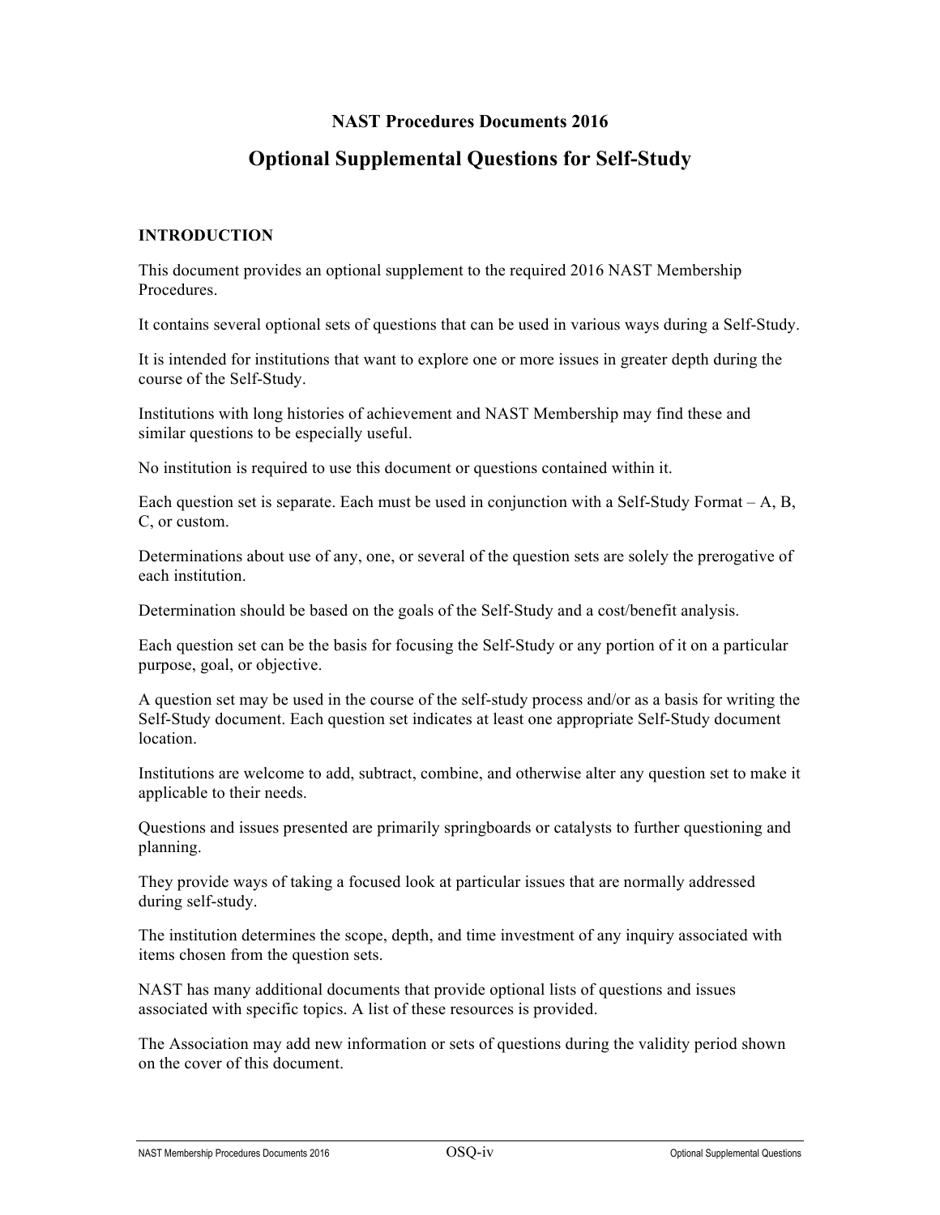## NAST Procedures Documents 2016

# Optional Supplemental Questions for Self-Study

### INTRODUCTION

This document provides an optional supplement to the required 2016 NAST Membership Procedures.

It contains several optional sets of questions that can be used in various ways during a Self-Study.

It is intended for institutions that want to explore one or more issues in greater depth during the course of the Self-Study.

Institutions with long histories of achievement and NAST Membership may find these and similar questions to be especially useful.

No institution is required to use this document or questions contained within it.

Each question set is separate. Each must be used in conjunction with a Self-Study Format – A, B, C, or custom.

Determinations about use of any, one, or several of the question sets are solely the prerogative of each institution.

Determination should be based on the goals of the Self-Study and a cost/benefit analysis.

Each question set can be the basis for focusing the Self-Study or any portion of it on a particular purpose, goal, or objective.

A question set may be used in the course of the self-study process and/or as a basis for writing the Self-Study document. Each question set indicates at least one appropriate Self-Study document location.

Institutions are welcome to add, subtract, combine, and otherwise alter any question set to make it applicable to their needs.

Questions and issues presented are primarily springboards or catalysts to further questioning and planning.

They provide ways of taking a focused look at particular issues that are normally addressed during self-study.

The institution determines the scope, depth, and time investment of any inquiry associated with items chosen from the question sets.

NAST has many additional documents that provide optional lists of questions and issues associated with specific topics. A list of these resources is provided.

The Association may add new information or sets of questions during the validity period shown on the cover of this document.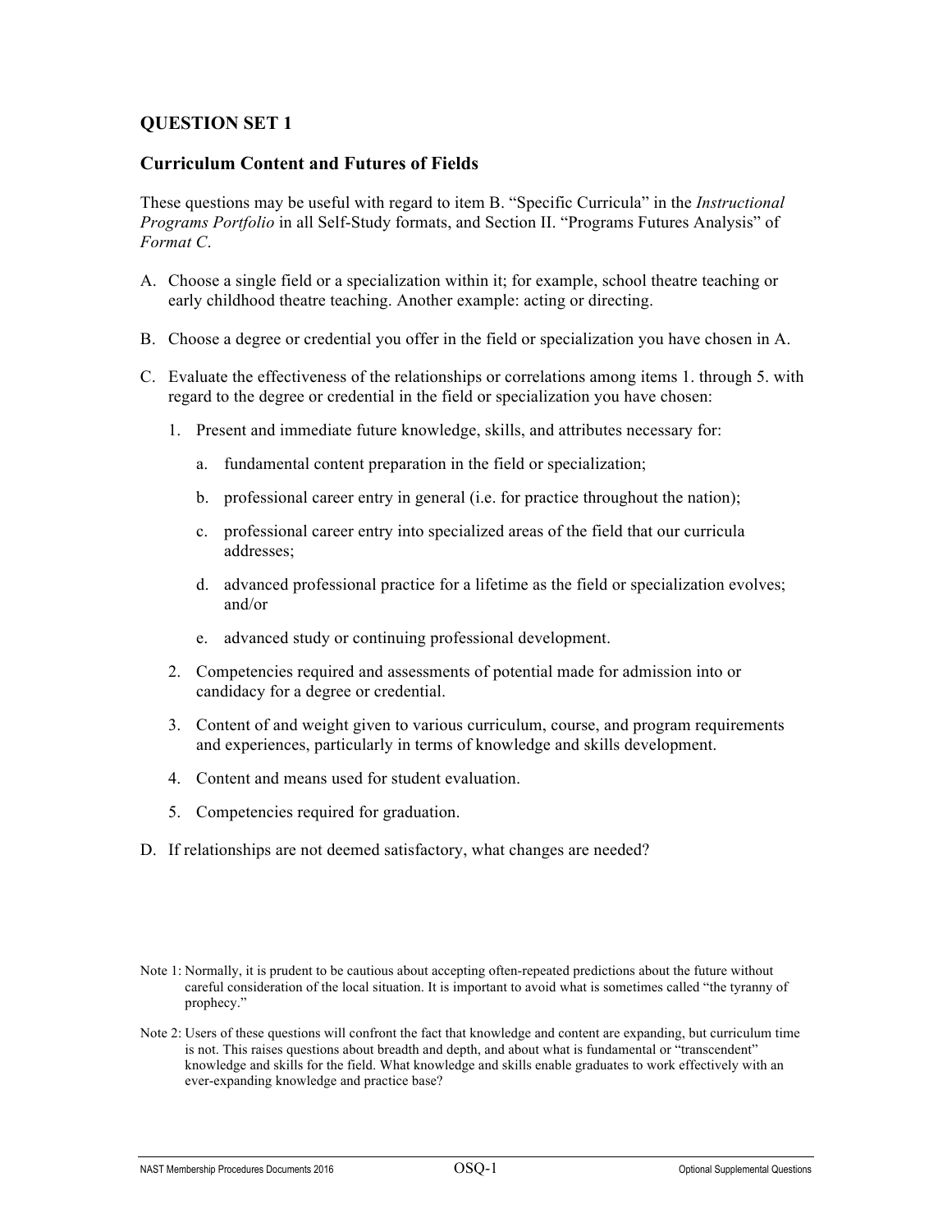## QUESTION SET 1

### Curriculum Content and Futures of Fields

These questions may be useful with regard to item B. "Specific Curricula" in the *Instructional Programs Portfolio* in all Self-Study formats, and Section II. "Programs Futures Analysis" of *Format C*.

A. Choose a single field or a specialization within it; for example, school theatre teaching or early childhood theatre teaching. Another example: acting or directing.

B. Choose a degree or credential you offer in the field or specialization you have chosen in A.

C. Evaluate the effectiveness of the relationships or correlations among items 1. through 5. with regard to the degree or credential in the field or specialization you have chosen:

   1. Present and immediate future knowledge, skills, and attributes necessary for:

      a. fundamental content preparation in the field or specialization;

      b. professional career entry in general (i.e. for practice throughout the nation);

      c. professional career entry into specialized areas of the field that our curricula addresses;

      d. advanced professional practice for a lifetime as the field or specialization evolves; and/or

      e. advanced study or continuing professional development.

   2. Competencies required and assessments of potential made for admission into or candidacy for a degree or credential.

   3. Content of and weight given to various curriculum, course, and program requirements and experiences, particularly in terms of knowledge and skills development.

   4. Content and means used for student evaluation.

   5. Competencies required for graduation.

D. If relationships are not deemed satisfactory, what changes are needed?

Note 1: Normally, it is prudent to be cautious about accepting often-repeated predictions about the future without careful consideration of the local situation. It is important to avoid what is sometimes called "the tyranny of prophecy."

Note 2: Users of these questions will confront the fact that knowledge and content are expanding, but curriculum time is not. This raises questions about breadth and depth, and about what is fundamental or "transcendent" knowledge and skills for the field. What knowledge and skills enable graduates to work effectively with an ever-expanding knowledge and practice base?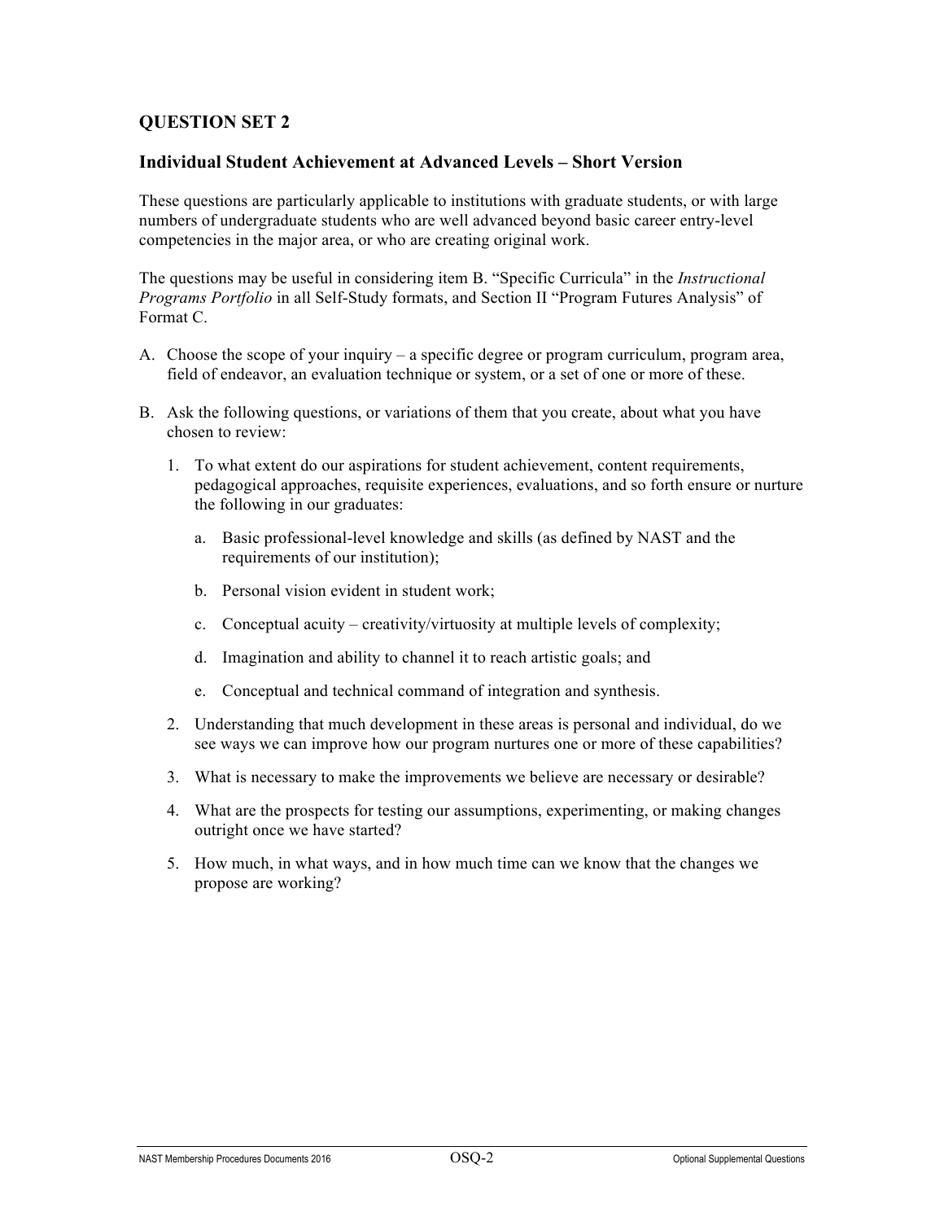## QUESTION SET 2

### Individual Student Achievement at Advanced Levels – Short Version

These questions are particularly applicable to institutions with graduate students, or with large numbers of undergraduate students who are well advanced beyond basic career entry-level competencies in the major area, or who are creating original work.

The questions may be useful in considering item B. "Specific Curricula" in the *Instructional Programs Portfolio* in all Self-Study formats, and Section II "Program Futures Analysis" of Format C.

A. Choose the scope of your inquiry – a specific degree or program curriculum, program area, field of endeavor, an evaluation technique or system, or a set of one or more of these.

B. Ask the following questions, or variations of them that you create, about what you have chosen to review:

   1. To what extent do our aspirations for student achievement, content requirements, pedagogical approaches, requisite experiences, evaluations, and so forth ensure or nurture the following in our graduates:

      a. Basic professional-level knowledge and skills (as defined by NAST and the requirements of our institution);

      b. Personal vision evident in student work;

      c. Conceptual acuity – creativity/virtuosity at multiple levels of complexity;

      d. Imagination and ability to channel it to reach artistic goals; and

      e. Conceptual and technical command of integration and synthesis.

   2. Understanding that much development in these areas is personal and individual, do we see ways we can improve how our program nurtures one or more of these capabilities?

   3. What is necessary to make the improvements we believe are necessary or desirable?

   4. What are the prospects for testing our assumptions, experimenting, or making changes outright once we have started?

   5. How much, in what ways, and in how much time can we know that the changes we propose are working?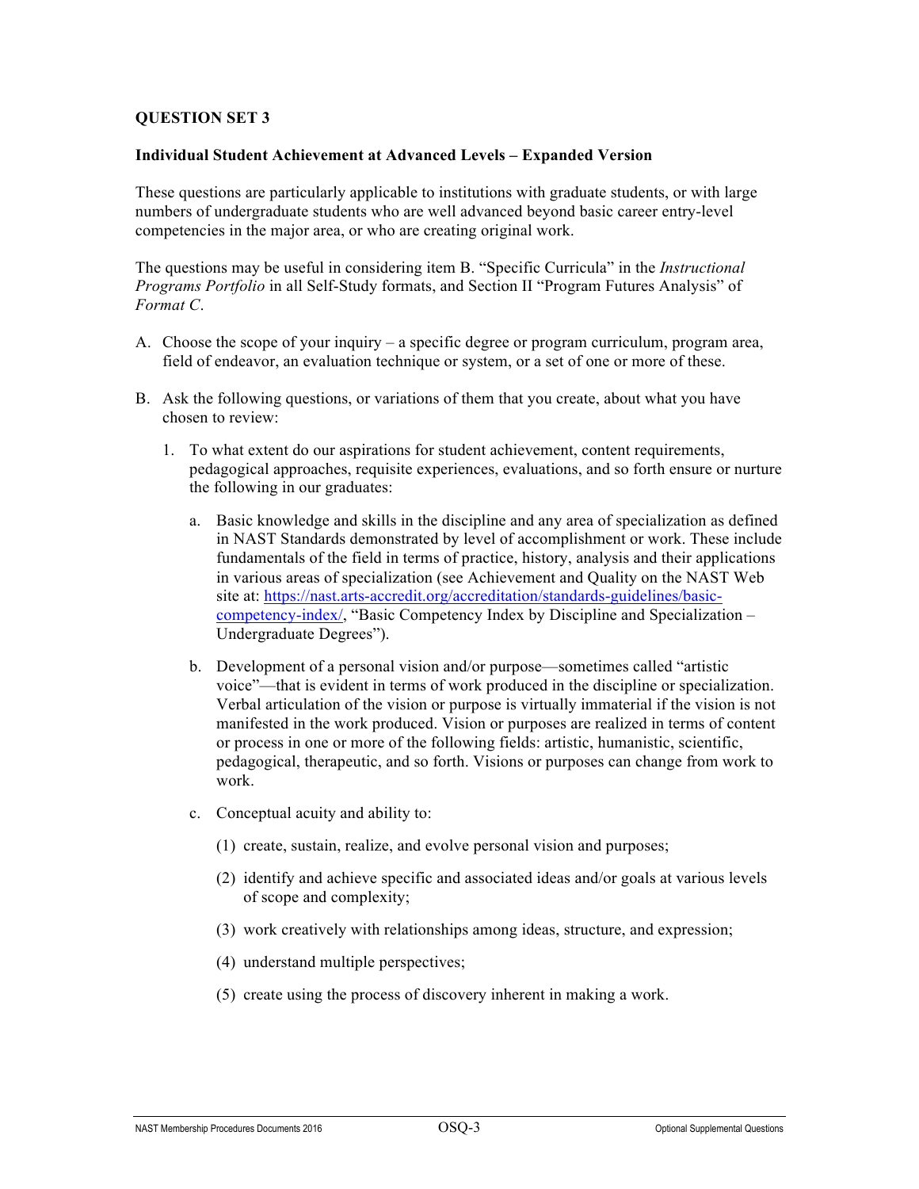**QUESTION SET 3**

**Individual Student Achievement at Advanced Levels – Expanded Version**

These questions are particularly applicable to institutions with graduate students, or with large numbers of undergraduate students who are well advanced beyond basic career entry-level competencies in the major area, or who are creating original work.

The questions may be useful in considering item B. "Specific Curricula" in the *Instructional Programs Portfolio* in all Self-Study formats, and Section II "Program Futures Analysis" of *Format C*.

A. Choose the scope of your inquiry – a specific degree or program curriculum, program area, field of endeavor, an evaluation technique or system, or a set of one or more of these.

B. Ask the following questions, or variations of them that you create, about what you have chosen to review:

   1. To what extent do our aspirations for student achievement, content requirements, pedagogical approaches, requisite experiences, evaluations, and so forth ensure or nurture the following in our graduates:

      a. Basic knowledge and skills in the discipline and any area of specialization as defined in NAST Standards demonstrated by level of accomplishment or work. These include fundamentals of the field in terms of practice, history, analysis and their applications in various areas of specialization (see Achievement and Quality on the NAST Web site at: https://nast.arts-accredit.org/accreditation/standards-guidelines/basic-competency-index/, "Basic Competency Index by Discipline and Specialization – Undergraduate Degrees").

      b. Development of a personal vision and/or purpose—sometimes called "artistic voice"—that is evident in terms of work produced in the discipline or specialization. Verbal articulation of the vision or purpose is virtually immaterial if the vision is not manifested in the work produced. Vision or purposes are realized in terms of content or process in one or more of the following fields: artistic, humanistic, scientific, pedagogical, therapeutic, and so forth. Visions or purposes can change from work to work.

      c. Conceptual acuity and ability to:

         (1) create, sustain, realize, and evolve personal vision and purposes;

         (2) identify and achieve specific and associated ideas and/or goals at various levels of scope and complexity;

         (3) work creatively with relationships among ideas, structure, and expression;

         (4) understand multiple perspectives;

         (5) create using the process of discovery inherent in making a work.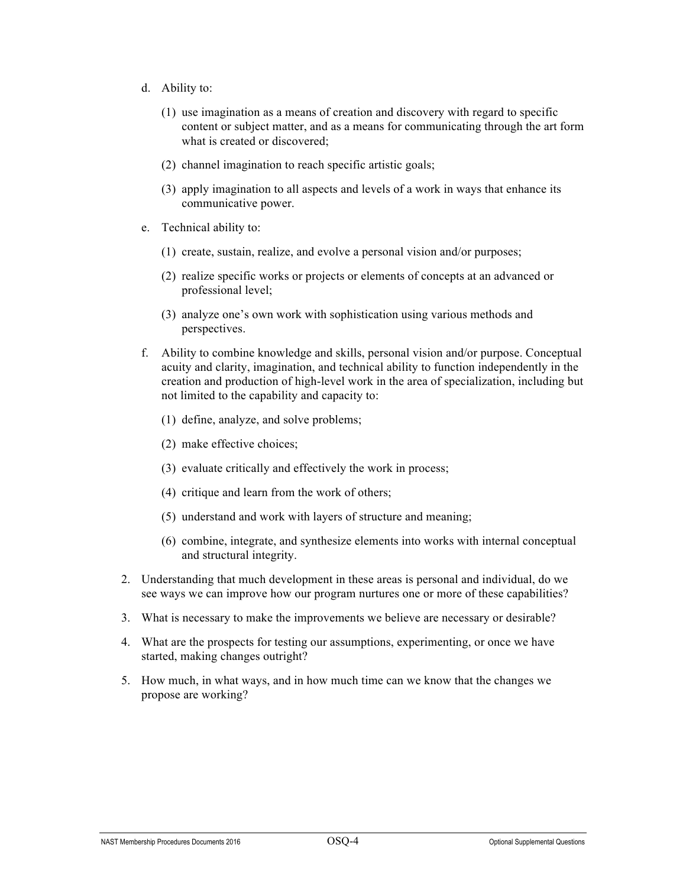d. Ability to:

   (1) use imagination as a means of creation and discovery with regard to specific content or subject matter, and as a means for communicating through the art form what is created or discovered;

   (2) channel imagination to reach specific artistic goals;

   (3) apply imagination to all aspects and levels of a work in ways that enhance its communicative power.

e. Technical ability to:

   (1) create, sustain, realize, and evolve a personal vision and/or purposes;

   (2) realize specific works or projects or elements of concepts at an advanced or professional level;

   (3) analyze one's own work with sophistication using various methods and perspectives.

f. Ability to combine knowledge and skills, personal vision and/or purpose. Conceptual acuity and clarity, imagination, and technical ability to function independently in the creation and production of high-level work in the area of specialization, including but not limited to the capability and capacity to:

   (1) define, analyze, and solve problems;

   (2) make effective choices;

   (3) evaluate critically and effectively the work in process;

   (4) critique and learn from the work of others;

   (5) understand and work with layers of structure and meaning;

   (6) combine, integrate, and synthesize elements into works with internal conceptual and structural integrity.

2. Understanding that much development in these areas is personal and individual, do we see ways we can improve how our program nurtures one or more of these capabilities?

3. What is necessary to make the improvements we believe are necessary or desirable?

4. What are the prospects for testing our assumptions, experimenting, or once we have started, making changes outright?

5. How much, in what ways, and in how much time can we know that the changes we propose are working?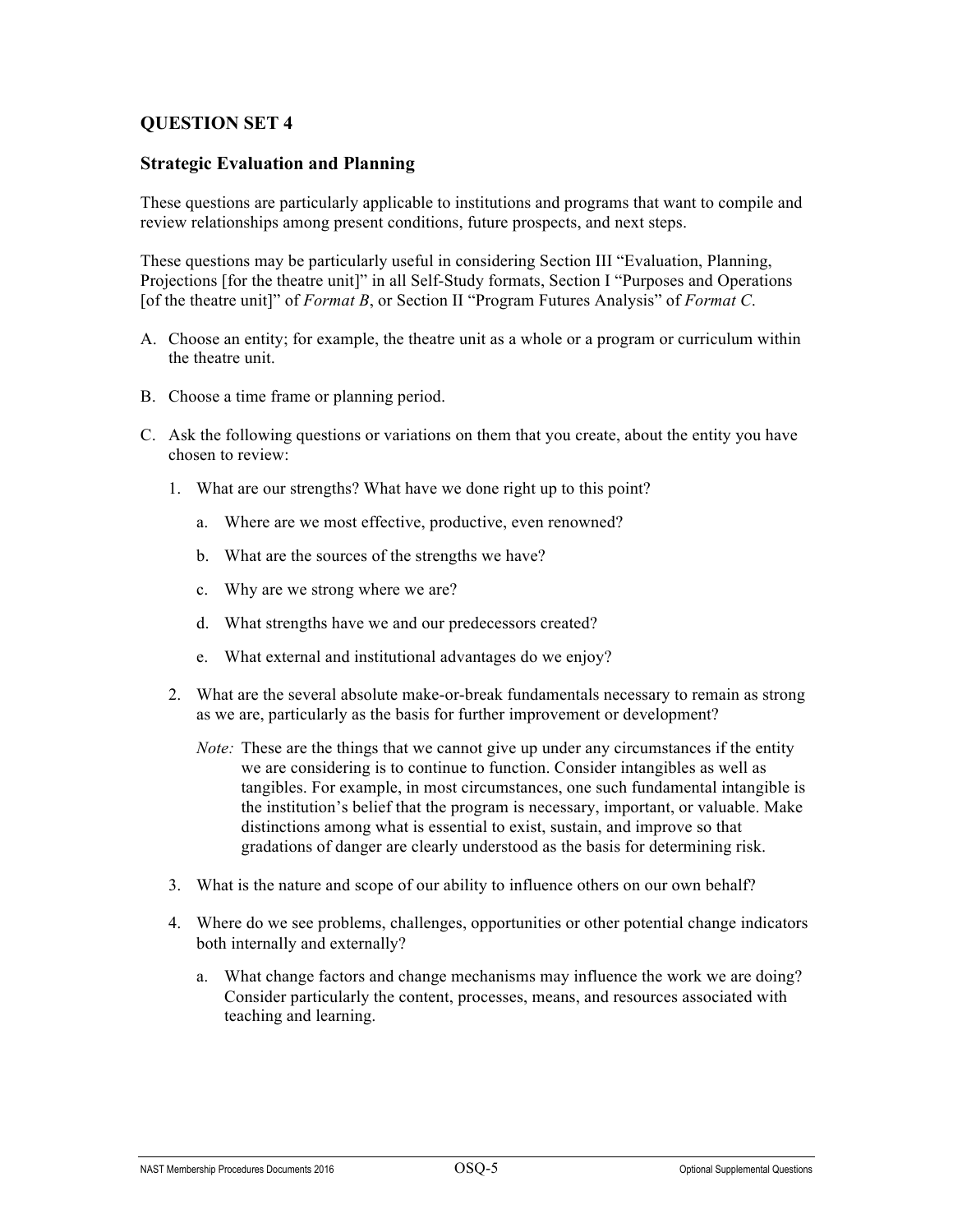## QUESTION SET 4

### Strategic Evaluation and Planning

These questions are particularly applicable to institutions and programs that want to compile and review relationships among present conditions, future prospects, and next steps.

These questions may be particularly useful in considering Section III "Evaluation, Planning, Projections [for the theatre unit]" in all Self-Study formats, Section I "Purposes and Operations [of the theatre unit]" of *Format B*, or Section II "Program Futures Analysis" of *Format C*.

A. Choose an entity; for example, the theatre unit as a whole or a program or curriculum within the theatre unit.

B. Choose a time frame or planning period.

C. Ask the following questions or variations on them that you create, about the entity you have chosen to review:

1. What are our strengths? What have we done right up to this point?

    a. Where are we most effective, productive, even renowned?

    b. What are the sources of the strengths we have?

    c. Why are we strong where we are?

    d. What strengths have we and our predecessors created?

    e. What external and institutional advantages do we enjoy?

2. What are the several absolute make-or-break fundamentals necessary to remain as strong as we are, particularly as the basis for further improvement or development?

    *Note:* These are the things that we cannot give up under any circumstances if the entity we are considering is to continue to function. Consider intangibles as well as tangibles. For example, in most circumstances, one such fundamental intangible is the institution's belief that the program is necessary, important, or valuable. Make distinctions among what is essential to exist, sustain, and improve so that gradations of danger are clearly understood as the basis for determining risk.

3. What is the nature and scope of our ability to influence others on our own behalf?

4. Where do we see problems, challenges, opportunities or other potential change indicators both internally and externally?

    a. What change factors and change mechanisms may influence the work we are doing? Consider particularly the content, processes, means, and resources associated with teaching and learning.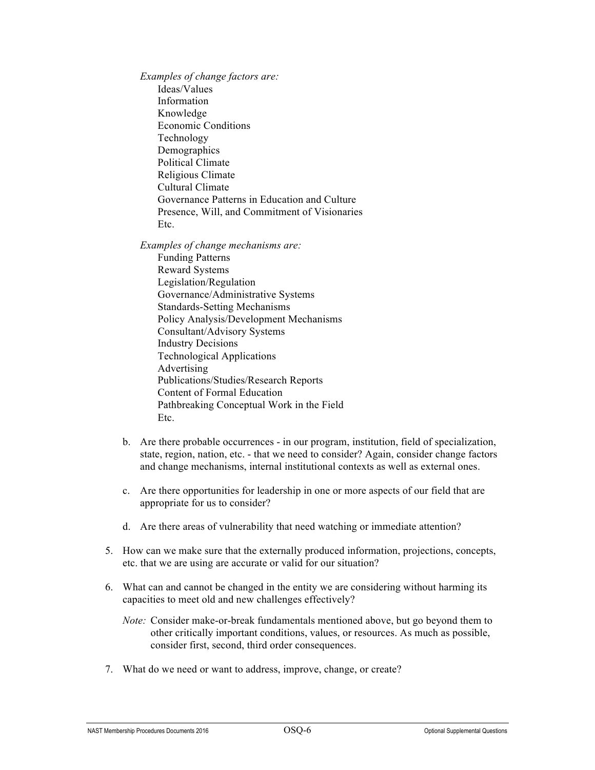*Examples of change factors are:*

- Ideas/Values
- Information
- Knowledge
- Economic Conditions
- Technology
- Demographics
- Political Climate
- Religious Climate
- Cultural Climate
- Governance Patterns in Education and Culture
- Presence, Will, and Commitment of Visionaries
- Etc.

*Examples of change mechanisms are:*

- Funding Patterns
- Reward Systems
- Legislation/Regulation
- Governance/Administrative Systems
- Standards-Setting Mechanisms
- Policy Analysis/Development Mechanisms
- Consultant/Advisory Systems
- Industry Decisions
- Technological Applications
- Advertising
- Publications/Studies/Research Reports
- Content of Formal Education
- Pathbreaking Conceptual Work in the Field
- Etc.

b. Are there probable occurrences - in our program, institution, field of specialization, state, region, nation, etc. - that we need to consider? Again, consider change factors and change mechanisms, internal institutional contexts as well as external ones.

c. Are there opportunities for leadership in one or more aspects of our field that are appropriate for us to consider?

d. Are there areas of vulnerability that need watching or immediate attention?

5. How can we make sure that the externally produced information, projections, concepts, etc. that we are using are accurate or valid for our situation?

6. What can and cannot be changed in the entity we are considering without harming its capacities to meet old and new challenges effectively?

   *Note:* Consider make-or-break fundamentals mentioned above, but go beyond them to other critically important conditions, values, or resources. As much as possible, consider first, second, third order consequences.

7. What do we need or want to address, improve, change, or create?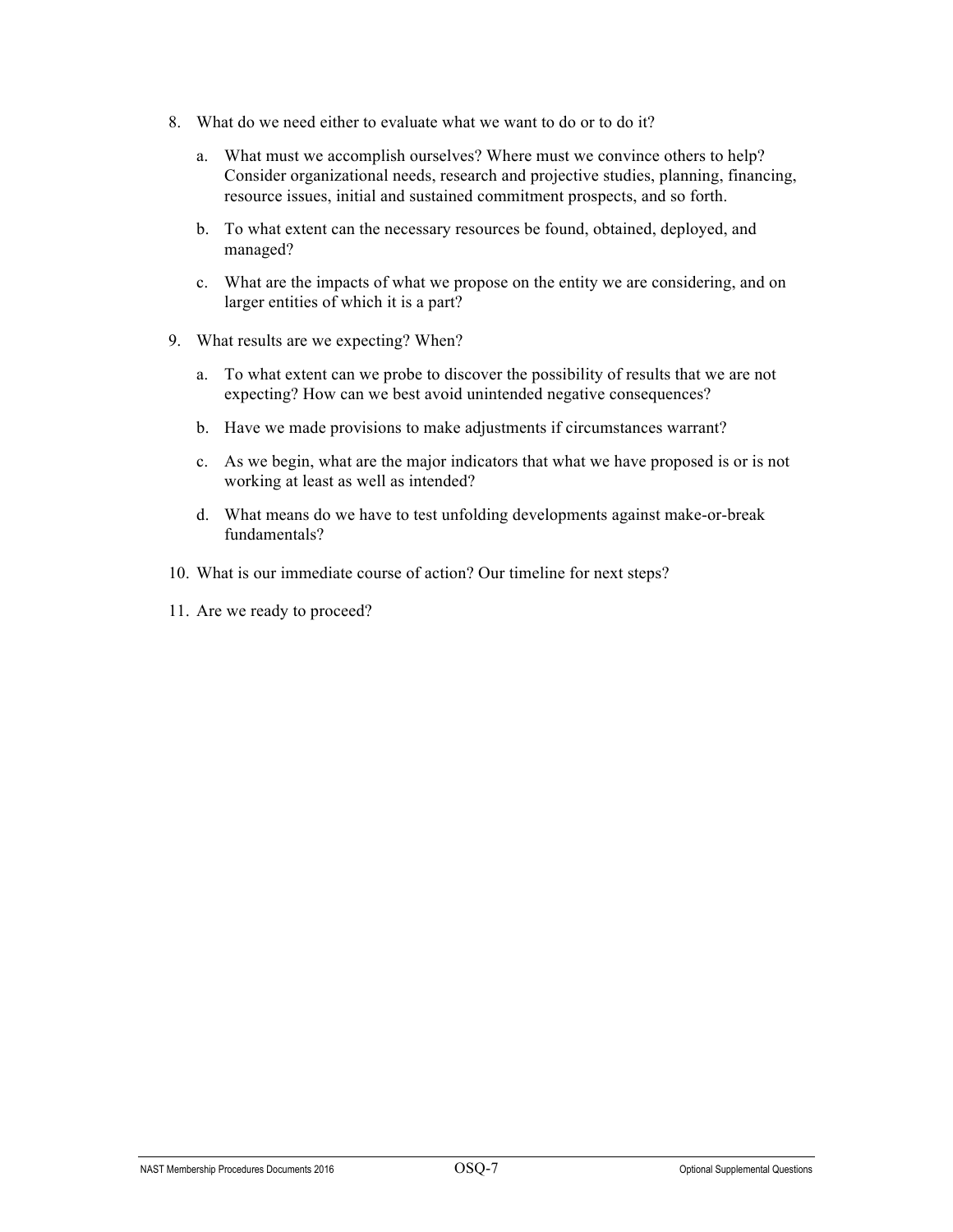8. What do we need either to evaluate what we want to do or to do it?

   a. What must we accomplish ourselves? Where must we convince others to help? Consider organizational needs, research and projective studies, planning, financing, resource issues, initial and sustained commitment prospects, and so forth.

   b. To what extent can the necessary resources be found, obtained, deployed, and managed?

   c. What are the impacts of what we propose on the entity we are considering, and on larger entities of which it is a part?

9. What results are we expecting? When?

   a. To what extent can we probe to discover the possibility of results that we are not expecting? How can we best avoid unintended negative consequences?

   b. Have we made provisions to make adjustments if circumstances warrant?

   c. As we begin, what are the major indicators that what we have proposed is or is not working at least as well as intended?

   d. What means do we have to test unfolding developments against make-or-break fundamentals?

10. What is our immediate course of action? Our timeline for next steps?

11. Are we ready to proceed?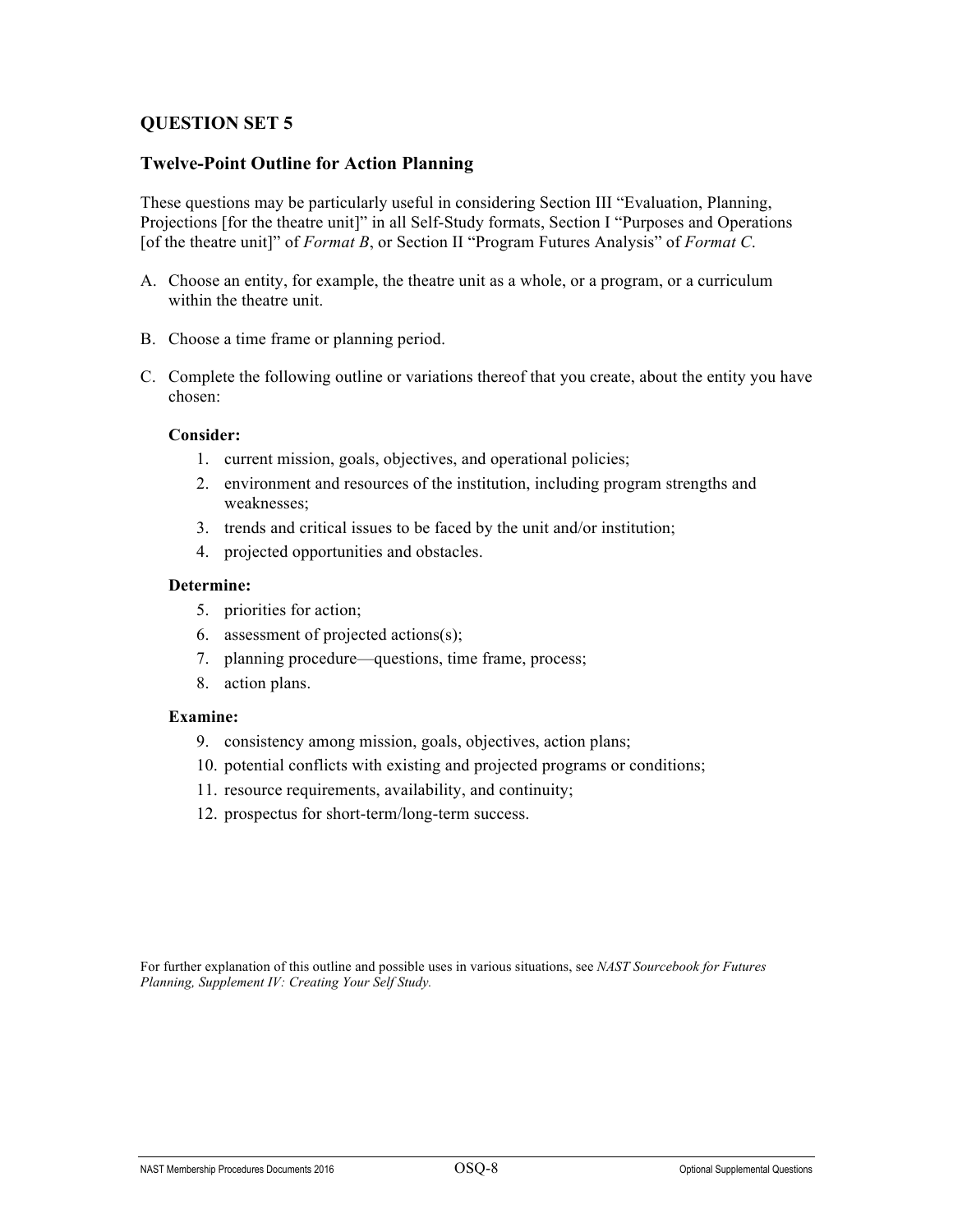## QUESTION SET 5

### Twelve-Point Outline for Action Planning

These questions may be particularly useful in considering Section III "Evaluation, Planning, Projections [for the theatre unit]" in all Self-Study formats, Section I "Purposes and Operations [of the theatre unit]" of *Format B*, or Section II "Program Futures Analysis" of *Format C*.

A. Choose an entity, for example, the theatre unit as a whole, or a program, or a curriculum within the theatre unit.

B. Choose a time frame or planning period.

C. Complete the following outline or variations thereof that you create, about the entity you have chosen:

**Consider:**

1. current mission, goals, objectives, and operational policies;
2. environment and resources of the institution, including program strengths and weaknesses;
3. trends and critical issues to be faced by the unit and/or institution;
4. projected opportunities and obstacles.

**Determine:**

5. priorities for action;
6. assessment of projected actions(s);
7. planning procedure—questions, time frame, process;
8. action plans.

**Examine:**

9. consistency among mission, goals, objectives, action plans;
10. potential conflicts with existing and projected programs or conditions;
11. resource requirements, availability, and continuity;
12. prospectus for short-term/long-term success.

For further explanation of this outline and possible uses in various situations, see *NAST Sourcebook for Futures Planning, Supplement IV: Creating Your Self Study.*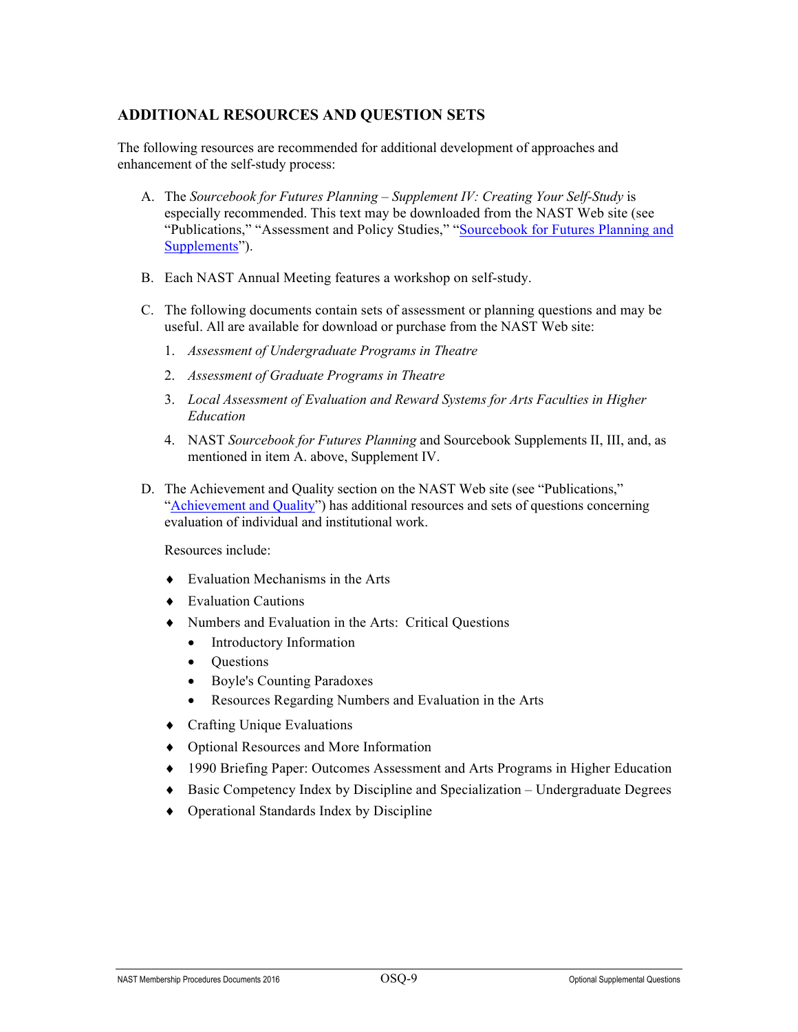## ADDITIONAL RESOURCES AND QUESTION SETS

The following resources are recommended for additional development of approaches and enhancement of the self-study process:

A. The *Sourcebook for Futures Planning – Supplement IV: Creating Your Self-Study* is especially recommended. This text may be downloaded from the NAST Web site (see "Publications," "Assessment and Policy Studies," "Sourcebook for Futures Planning and Supplements").

B. Each NAST Annual Meeting features a workshop on self-study.

C. The following documents contain sets of assessment or planning questions and may be useful. All are available for download or purchase from the NAST Web site:

1. *Assessment of Undergraduate Programs in Theatre*
2. *Assessment of Graduate Programs in Theatre*
3. *Local Assessment of Evaluation and Reward Systems for Arts Faculties in Higher Education*
4. NAST *Sourcebook for Futures Planning* and Sourcebook Supplements II, III, and, as mentioned in item A. above, Supplement IV.

D. The Achievement and Quality section on the NAST Web site (see "Publications," "Achievement and Quality") has additional resources and sets of questions concerning evaluation of individual and institutional work.

Resources include:

- Evaluation Mechanisms in the Arts
- Evaluation Cautions
- Numbers and Evaluation in the Arts: Critical Questions
  - Introductory Information
  - Questions
  - Boyle's Counting Paradoxes
  - Resources Regarding Numbers and Evaluation in the Arts
- Crafting Unique Evaluations
- Optional Resources and More Information
- 1990 Briefing Paper: Outcomes Assessment and Arts Programs in Higher Education
- Basic Competency Index by Discipline and Specialization – Undergraduate Degrees
- Operational Standards Index by Discipline